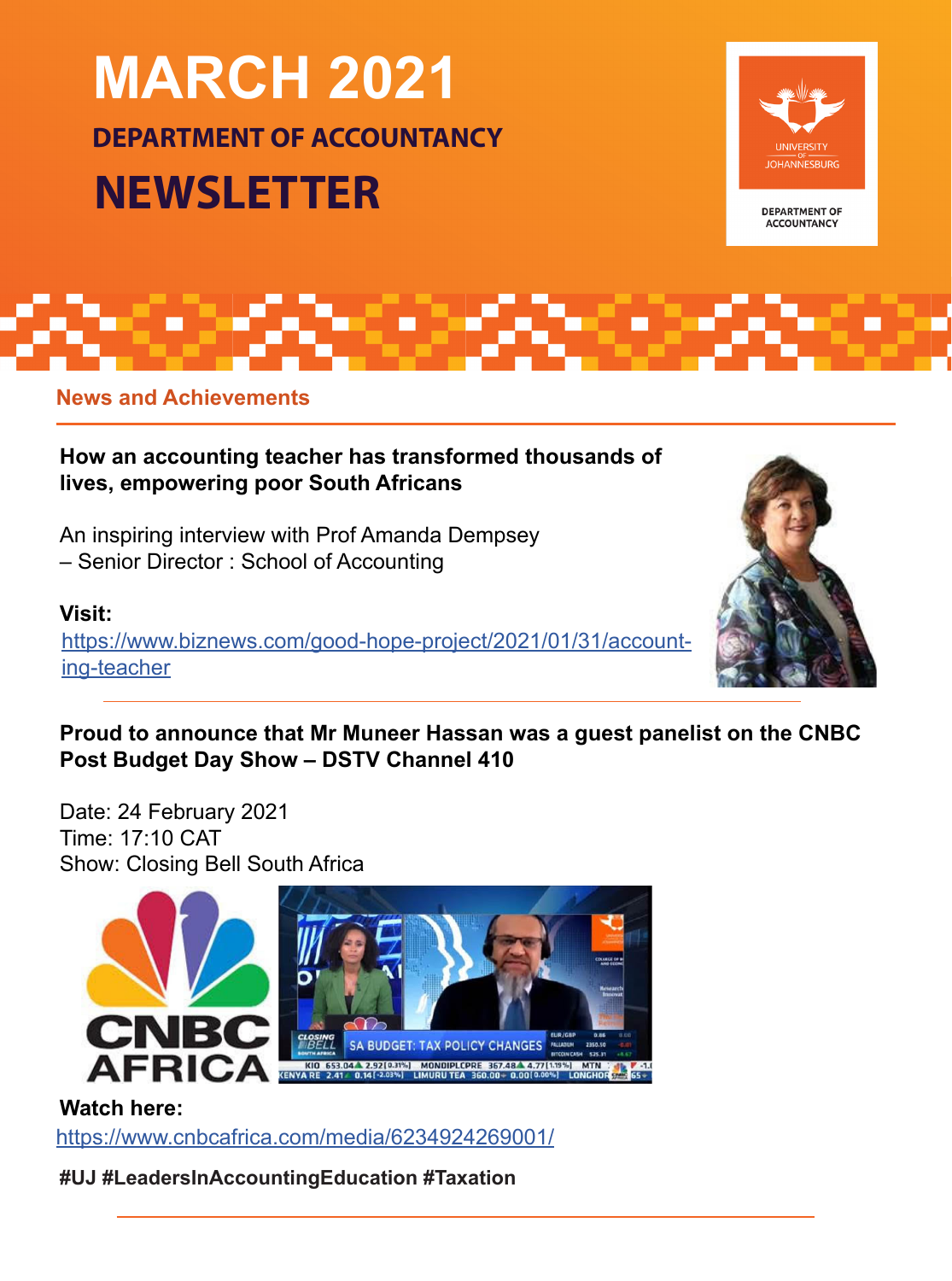# MARCH 2021

## DEPARTMENT OF ACCOUNTANCY

# NEWSLETTER

UNIVERSITY OF JOHANNESBURG

DEPARTMENT OF ACCOUNTANCY

## News and Achievements

**How an accounting teacher has transformed thousands of lives, empowering poor South Africans**

An inspiring interview with Prof Amanda Dempsey
– Senior Director : School of Accounting

**Visit:**
https://www.biznews.com/good-hope-project/2021/01/31/accounting-teacher

---

**Proud to announce that Mr Muneer Hassan was a guest panelist on the CNBC Post Budget Day Show – DSTV Channel 410**

Date: 24 February 2021
Time: 17:10 CAT
Show: Closing Bell South Africa

**Watch here:**
https://www.cnbcafrica.com/media/6234924269001/

**#UJ #LeadersInAccountingEducation #Taxation**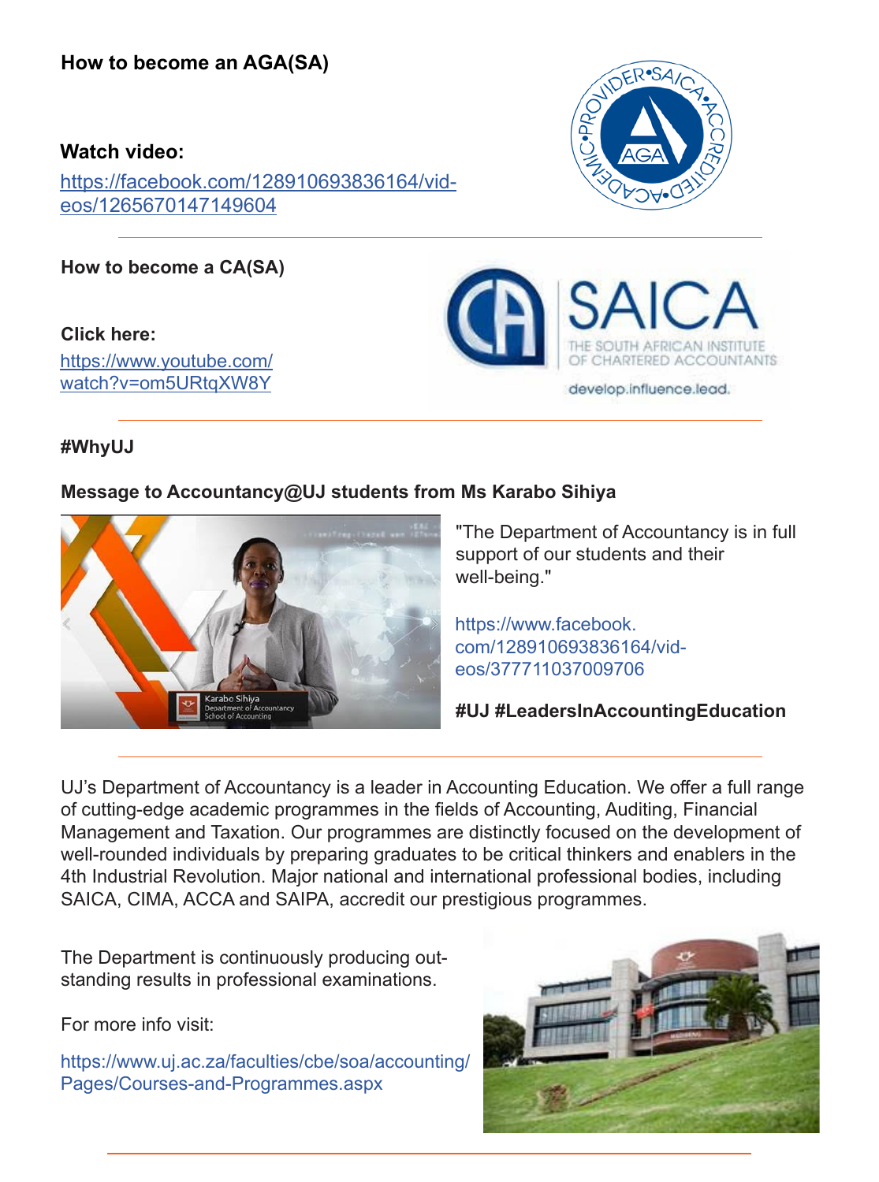**How to become an AGA(SA)**

**Watch video:**
https://facebook.com/128910693836164/videos/1265670147149604

---

**How to become a CA(SA)**

**Click here:**
https://www.youtube.com/watch?v=om5URtqXW8Y

---

**#WhyUJ**

**Message to Accountancy@UJ students from Ms Karabo Sihiya**

"The Department of Accountancy is in full support of our students and their well-being."

https://www.facebook.com/128910693836164/videos/377711037009706

**#UJ #LeadersInAccountingEducation**

---

UJ's Department of Accountancy is a leader in Accounting Education. We offer a full range of cutting-edge academic programmes in the fields of Accounting, Auditing, Financial Management and Taxation. Our programmes are distinctly focused on the development of well-rounded individuals by preparing graduates to be critical thinkers and enablers in the 4th Industrial Revolution. Major national and international professional bodies, including SAICA, CIMA, ACCA and SAIPA, accredit our prestigious programmes.

The Department is continuously producing outstanding results in professional examinations.

For more info visit:

https://www.uj.ac.za/faculties/cbe/soa/accounting/Pages/Courses-and-Programmes.aspx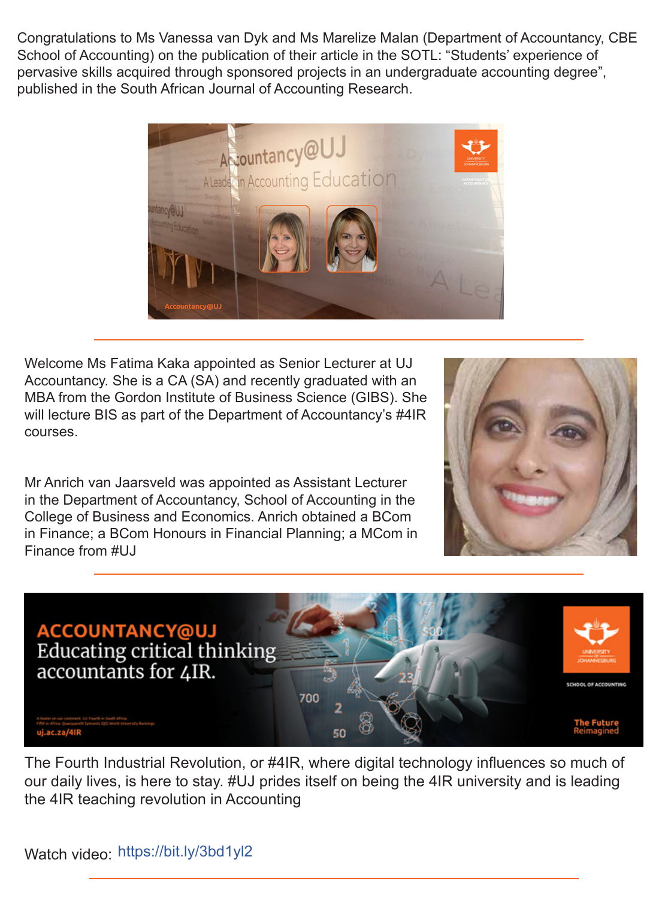Congratulations to Ms Vanessa van Dyk and Ms Marelize Malan (Department of Accountancy, CBE School of Accounting) on the publication of their article in the SOTL: "Students' experience of pervasive skills acquired through sponsored projects in an undergraduate accounting degree", published in the South African Journal of Accounting Research.

---

Welcome Ms Fatima Kaka appointed as Senior Lecturer at UJ Accountancy. She is a CA (SA) and recently graduated with an MBA from the Gordon Institute of Business Science (GIBS). She will lecture BIS as part of the Department of Accountancy's #4IR courses.

Mr Anrich van Jaarsveld was appointed as Assistant Lecturer in the Department of Accountancy, School of Accounting in the College of Business and Economics. Anrich obtained a BCom in Finance; a BCom Honours in Financial Planning; a MCom in Finance from #UJ

---

The Fourth Industrial Revolution, or #4IR, where digital technology influences so much of our daily lives, is here to stay. #UJ prides itself on being the 4IR university and is leading the 4IR teaching revolution in Accounting

Watch video: https://bit.ly/3bd1yl2

---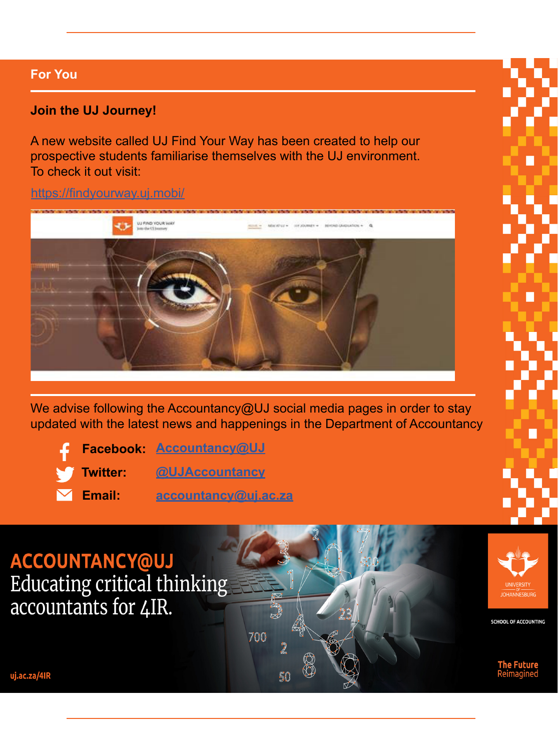## For You

### Join the UJ Journey!

A new website called UJ Find Your Way has been created to help our prospective students familiarise themselves with the UJ environment. To check it out visit:

https://findyourway.uj.mobi/

We advise following the Accountancy@UJ social media pages in order to stay updated with the latest news and happenings in the Department of Accountancy

- **Facebook:** Accountancy@UJ
- **Twitter:** @UJAccountancy
- **Email:** accountancy@uj.ac.za

**ACCOUNTANCY@UJ**
Educating critical thinking accountants for 4IR.

uj.ac.za/4IR

UNIVERSITY OF JOHANNESBURG

SCHOOL OF ACCOUNTING

The Future Reimagined